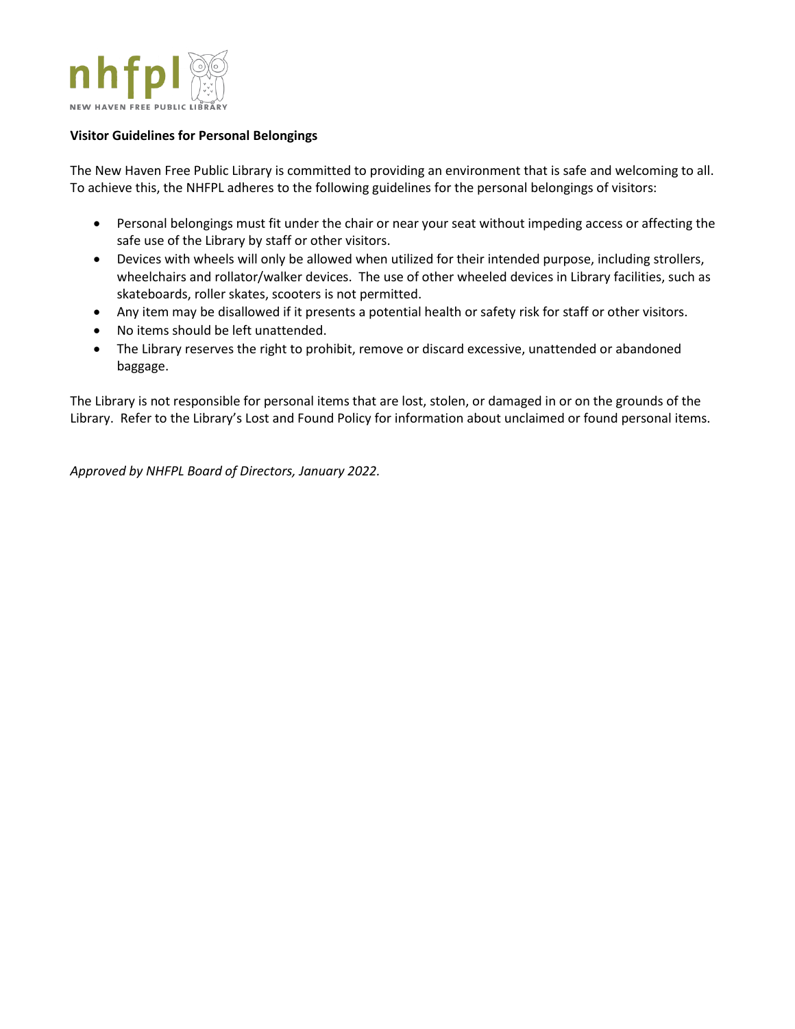nhfpl

NEW HAVEN FREE PUBLIC LIBRARY

**Visitor Guidelines for Personal Belongings**

The New Haven Free Public Library is committed to providing an environment that is safe and welcoming to all. To achieve this, the NHFPL adheres to the following guidelines for the personal belongings of visitors:

- Personal belongings must fit under the chair or near your seat without impeding access or affecting the safe use of the Library by staff or other visitors.
- Devices with wheels will only be allowed when utilized for their intended purpose, including strollers, wheelchairs and rollator/walker devices. The use of other wheeled devices in Library facilities, such as skateboards, roller skates, scooters is not permitted.
- Any item may be disallowed if it presents a potential health or safety risk for staff or other visitors.
- No items should be left unattended.
- The Library reserves the right to prohibit, remove or discard excessive, unattended or abandoned baggage.

The Library is not responsible for personal items that are lost, stolen, or damaged in or on the grounds of the Library. Refer to the Library's Lost and Found Policy for information about unclaimed or found personal items.

*Approved by NHFPL Board of Directors, January 2022.*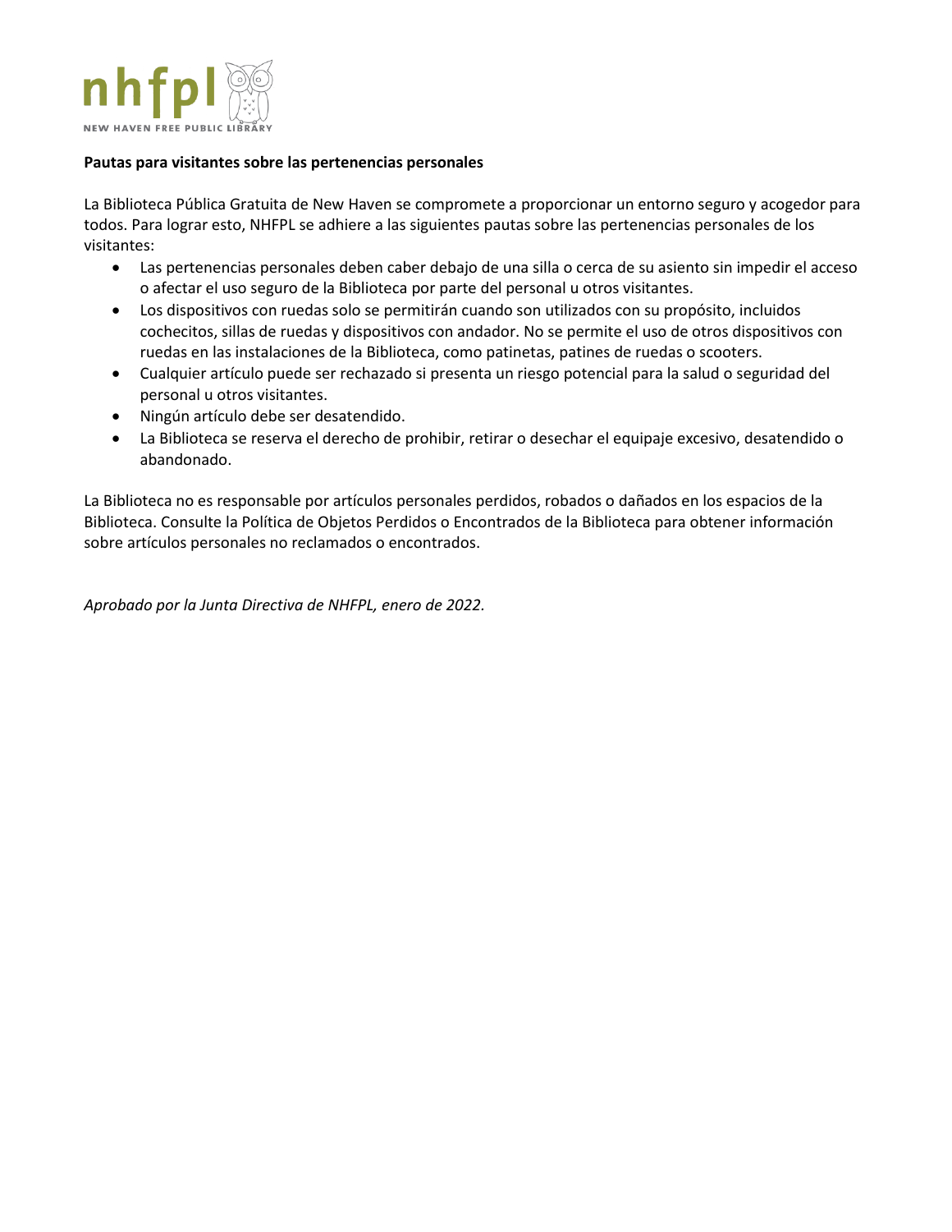nhfpl

NEW HAVEN FREE PUBLIC LIBRARY

**Pautas para visitantes sobre las pertenencias personales**

La Biblioteca Pública Gratuita de New Haven se compromete a proporcionar un entorno seguro y acogedor para todos. Para lograr esto, NHFPL se adhiere a las siguientes pautas sobre las pertenencias personales de los visitantes:

- Las pertenencias personales deben caber debajo de una silla o cerca de su asiento sin impedir el acceso o afectar el uso seguro de la Biblioteca por parte del personal u otros visitantes.
- Los dispositivos con ruedas solo se permitirán cuando son utilizados con su propósito, incluidos cochecitos, sillas de ruedas y dispositivos con andador. No se permite el uso de otros dispositivos con ruedas en las instalaciones de la Biblioteca, como patinetas, patines de ruedas o scooters.
- Cualquier artículo puede ser rechazado si presenta un riesgo potencial para la salud o seguridad del personal u otros visitantes.
- Ningún artículo debe ser desatendido.
- La Biblioteca se reserva el derecho de prohibir, retirar o desechar el equipaje excesivo, desatendido o abandonado.

La Biblioteca no es responsable por artículos personales perdidos, robados o dañados en los espacios de la Biblioteca. Consulte la Política de Objetos Perdidos o Encontrados de la Biblioteca para obtener información sobre artículos personales no reclamados o encontrados.

*Aprobado por la Junta Directiva de NHFPL, enero de 2022.*